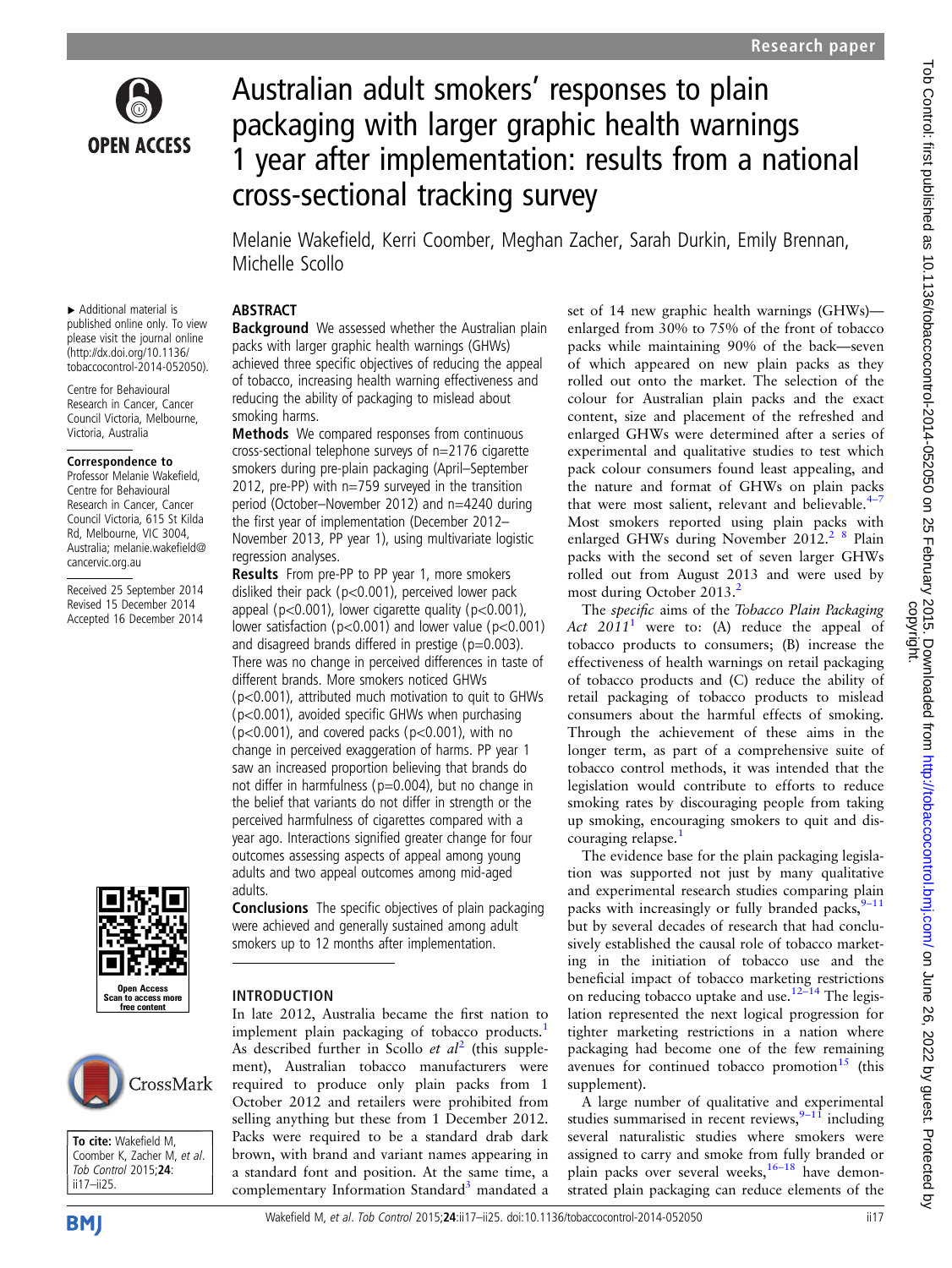# Australian adult smokers' responses to plain packaging with larger graphic health warnings 1 year after implementation: results from a national cross-sectional tracking survey

Melanie Wakefield, Kerri Coomber, Meghan Zacher, Sarah Durkin, Emily Brennan, Michelle Scollo

▸ Additional material is published online only. To view please visit the journal online (http://dx.doi.org/10.1136/tobaccocontrol-2014-052050).

Centre for Behavioural Research in Cancer, Cancer Council Victoria, Melbourne, Victoria, Australia

**Correspondence to**
Professor Melanie Wakefield, Centre for Behavioural Research in Cancer, Cancer Council Victoria, 615 St Kilda Rd, Melbourne, VIC 3004, Australia; melanie.wakefield@cancervic.org.au

Received 25 September 2014
Revised 15 December 2014
Accepted 16 December 2014

**To cite:** Wakefield M, Coomber K, Zacher M, *et al*. *Tob Control* 2015;**24**:ii17–ii25.

## ABSTRACT

**Background** We assessed whether the Australian plain packs with larger graphic health warnings (GHWs) achieved three specific objectives of reducing the appeal of tobacco, increasing health warning effectiveness and reducing the ability of packaging to mislead about smoking harms.

**Methods** We compared responses from continuous cross-sectional telephone surveys of n=2176 cigarette smokers during pre-plain packaging (April–September 2012, pre-PP) with n=759 surveyed in the transition period (October–November 2012) and n=4240 during the first year of implementation (December 2012–November 2013, PP year 1), using multivariate logistic regression analyses.

**Results** From pre-PP to PP year 1, more smokers disliked their pack ($p<0.001$), perceived lower pack appeal ($p<0.001$), lower cigarette quality ($p<0.001$), lower satisfaction ($p<0.001$) and lower value ($p<0.001$) and disagreed brands differed in prestige ($p=0.003$). There was no change in perceived differences in taste of different brands. More smokers noticed GHWs ($p<0.001$), attributed much motivation to quit to GHWs ($p<0.001$), avoided specific GHWs when purchasing ($p<0.001$), and covered packs ($p<0.001$), with no change in perceived exaggeration of harms. PP year 1 saw an increased proportion believing that brands do not differ in harmfulness ($p=0.004$), but no change in the belief that variants do not differ in strength or the perceived harmfulness of cigarettes compared with a year ago. Interactions signified greater change for four outcomes assessing aspects of appeal among young adults and two appeal outcomes among mid-aged adults.

**Conclusions** The specific objectives of plain packaging were achieved and generally sustained among adult smokers up to 12 months after implementation.

## INTRODUCTION

In late 2012, Australia became the first nation to implement plain packaging of tobacco products.[1] As described further in Scollo *et al*[2] (this supplement), Australian tobacco manufacturers were required to produce only plain packs from 1 October 2012 and retailers were prohibited from selling anything but these from 1 December 2012. Packs were required to be a standard drab dark brown, with brand and variant names appearing in a standard font and position. At the same time, a complementary Information Standard[3] mandated a set of 14 new graphic health warnings (GHWs)—enlarged from 30% to 75% of the front of tobacco packs while maintaining 90% of the back—seven of which appeared on new plain packs as they rolled out onto the market. The selection of the colour for Australian plain packs and the exact content, size and placement of the refreshed and enlarged GHWs were determined after a series of experimental and qualitative studies to test which pack colour consumers found least appealing, and the nature and format of GHWs on plain packs that were most salient, relevant and believable.[4–7] Most smokers reported using plain packs with enlarged GHWs during November 2012.[2 8] Plain packs with the second set of seven larger GHWs rolled out from August 2013 and were used by most during October 2013.[2]

The *specific* aims of the *Tobacco Plain Packaging Act 2011*[1] were to: (A) reduce the appeal of tobacco products to consumers; (B) increase the effectiveness of health warnings on retail packaging of tobacco products and (C) reduce the ability of retail packaging of tobacco products to mislead consumers about the harmful effects of smoking. Through the achievement of these aims in the longer term, as part of a comprehensive suite of tobacco control methods, it was intended that the legislation would contribute to efforts to reduce smoking rates by discouraging people from taking up smoking, encouraging smokers to quit and discouraging relapse.[1]

The evidence base for the plain packaging legislation was supported not just by many qualitative and experimental research studies comparing plain packs with increasingly or fully branded packs,[9–11] but by several decades of research that had conclusively established the causal role of tobacco marketing in the initiation of tobacco use and the beneficial impact of tobacco marketing restrictions on reducing tobacco uptake and use.[12–14] The legislation represented the next logical progression for tighter marketing restrictions in a nation where packaging had become one of the few remaining avenues for continued tobacco promotion[15] (this supplement).

A large number of qualitative and experimental studies summarised in recent reviews,[9–11] including several naturalistic studies where smokers were assigned to carry and smoke from fully branded or plain packs over several weeks,[16–18] have demonstrated plain packaging can reduce elements of the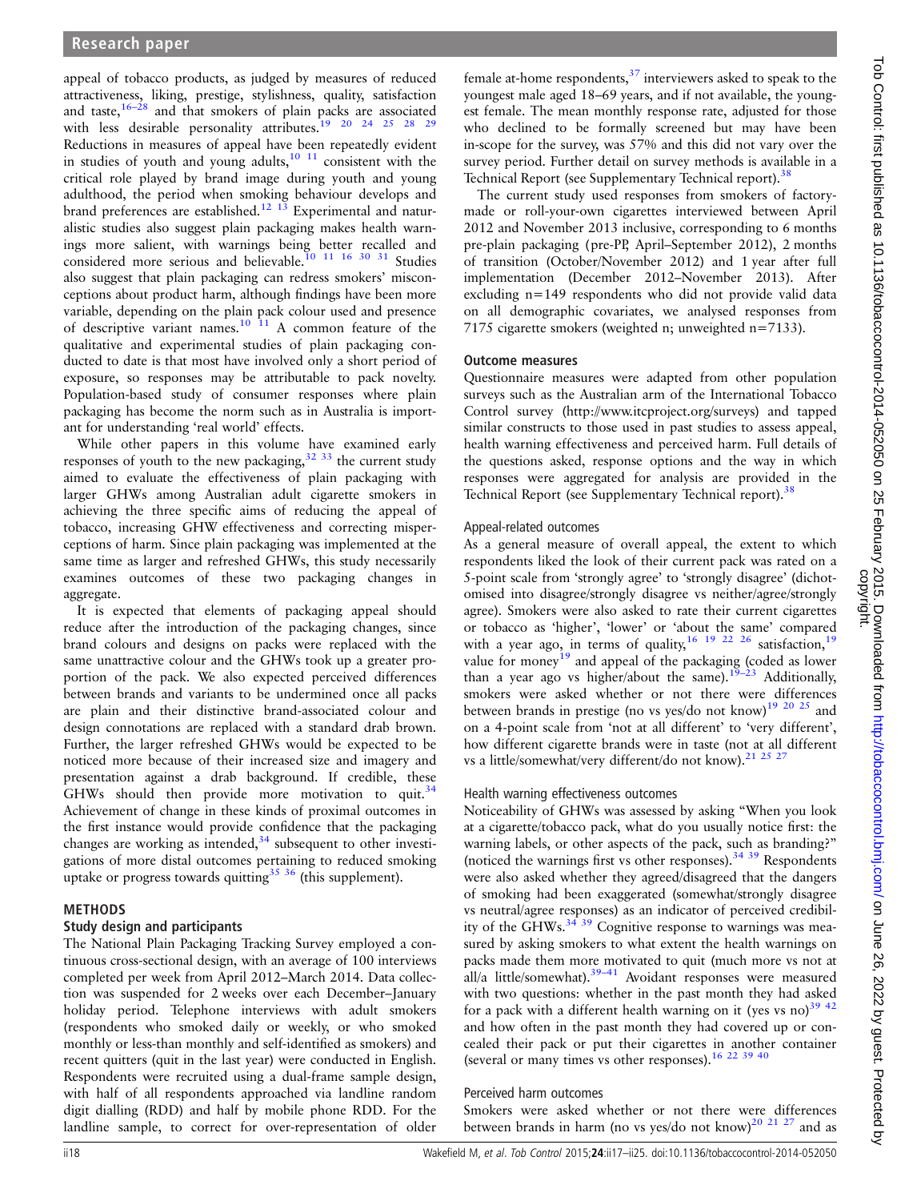appeal of tobacco products, as judged by measures of reduced attractiveness, liking, prestige, stylishness, quality, satisfaction and taste,[16–28] and that smokers of plain packs are associated with less desirable personality attributes.[19 20 24 25 28 29] Reductions in measures of appeal have been repeatedly evident in studies of youth and young adults,[10 11] consistent with the critical role played by brand image during youth and young adulthood, the period when smoking behaviour develops and brand preferences are established.[12 13] Experimental and naturalistic studies also suggest plain packaging makes health warnings more salient, with warnings being better recalled and considered more serious and believable.[10 11 16 30 31] Studies also suggest that plain packaging can redress smokers' misconceptions about product harm, although findings have been more variable, depending on the plain pack colour used and presence of descriptive variant names.[10 11] A common feature of the qualitative and experimental studies of plain packaging conducted to date is that most have involved only a short period of exposure, so responses may be attributable to pack novelty. Population-based study of consumer responses where plain packaging has become the norm such as in Australia is important for understanding 'real world' effects.

While other papers in this volume have examined early responses of youth to the new packaging,[32 33] the current study aimed to evaluate the effectiveness of plain packaging with larger GHWs among Australian adult cigarette smokers in achieving the three specific aims of reducing the appeal of tobacco, increasing GHW effectiveness and correcting misperceptions of harm. Since plain packaging was implemented at the same time as larger and refreshed GHWs, this study necessarily examines outcomes of these two packaging changes in aggregate.

It is expected that elements of packaging appeal should reduce after the introduction of the packaging changes, since brand colours and designs on packs were replaced with the same unattractive colour and the GHWs took up a greater proportion of the pack. We also expected perceived differences between brands and variants to be undermined once all packs are plain and their distinctive brand-associated colour and design connotations are replaced with a standard drab brown. Further, the larger refreshed GHWs would be expected to be noticed more because of their increased size and imagery and presentation against a drab background. If credible, these GHWs should then provide more motivation to quit.[34] Achievement of change in these kinds of proximal outcomes in the first instance would provide confidence that the packaging changes are working as intended,[34] subsequent to other investigations of more distal outcomes pertaining to reduced smoking uptake or progress towards quitting[35 36] (this supplement).

## METHODS

### Study design and participants

The National Plain Packaging Tracking Survey employed a continuous cross-sectional design, with an average of 100 interviews completed per week from April 2012–March 2014. Data collection was suspended for 2 weeks over each December–January holiday period. Telephone interviews with adult smokers (respondents who smoked daily or weekly, or who smoked monthly or less-than monthly and self-identified as smokers) and recent quitters (quit in the last year) were conducted in English. Respondents were recruited using a dual-frame sample design, with half of all respondents approached via landline random digit dialling (RDD) and half by mobile phone RDD. For the landline sample, to correct for over-representation of older female at-home respondents,[37] interviewers asked to speak to the youngest male aged 18–69 years, and if not available, the youngest female. The mean monthly response rate, adjusted for those who declined to be formally screened but may have been in-scope for the survey, was 57% and this did not vary over the survey period. Further detail on survey methods is available in a Technical Report (see Supplementary Technical report).[38]

The current study used responses from smokers of factory-made or roll-your-own cigarettes interviewed between April 2012 and November 2013 inclusive, corresponding to 6 months pre-plain packaging (pre-PP, April–September 2012), 2 months of transition (October/November 2012) and 1 year after full implementation (December 2012–November 2013). After excluding n=149 respondents who did not provide valid data on all demographic covariates, we analysed responses from 7175 cigarette smokers (weighted n; unweighted n=7133).

### Outcome measures

Questionnaire measures were adapted from other population surveys such as the Australian arm of the International Tobacco Control survey (http://www.itcproject.org/surveys) and tapped similar constructs to those used in past studies to assess appeal, health warning effectiveness and perceived harm. Full details of the questions asked, response options and the way in which responses were aggregated for analysis are provided in the Technical Report (see Supplementary Technical report).[38]

#### Appeal-related outcomes

As a general measure of overall appeal, the extent to which respondents liked the look of their current pack was rated on a 5-point scale from 'strongly agree' to 'strongly disagree' (dichotomised into disagree/strongly disagree vs neither/agree/strongly agree). Smokers were also asked to rate their current cigarettes or tobacco as 'higher', 'lower' or 'about the same' compared with a year ago, in terms of quality,[16 19 22 26] satisfaction,[19] value for money[19] and appeal of the packaging (coded as lower than a year ago vs higher/about the same).[19–23] Additionally, smokers were asked whether or not there were differences between brands in prestige (no vs yes/do not know)[19 20 25] and on a 4-point scale from 'not at all different' to 'very different', how different cigarette brands were in taste (not at all different vs a little/somewhat/very different/do not know).[21 25 27]

#### Health warning effectiveness outcomes

Noticeability of GHWs was assessed by asking "When you look at a cigarette/tobacco pack, what do you usually notice first: the warning labels, or other aspects of the pack, such as branding?" (noticed the warnings first vs other responses).[34 39] Respondents were also asked whether they agreed/disagreed that the dangers of smoking had been exaggerated (somewhat/strongly disagree vs neutral/agree responses) as an indicator of perceived credibility of the GHWs.[34 39] Cognitive response to warnings was measured by asking smokers to what extent the health warnings on packs made them more motivated to quit (much more vs not at all/a little/somewhat).[39–41] Avoidant responses were measured with two questions: whether in the past month they had asked for a pack with a different health warning on it (yes vs no)[39 42] and how often in the past month they had covered up or concealed their pack or put their cigarettes in another container (several or many times vs other responses).[16 22 39 40]

#### Perceived harm outcomes

Smokers were asked whether or not there were differences between brands in harm (no vs yes/do not know)[20 21 27] and as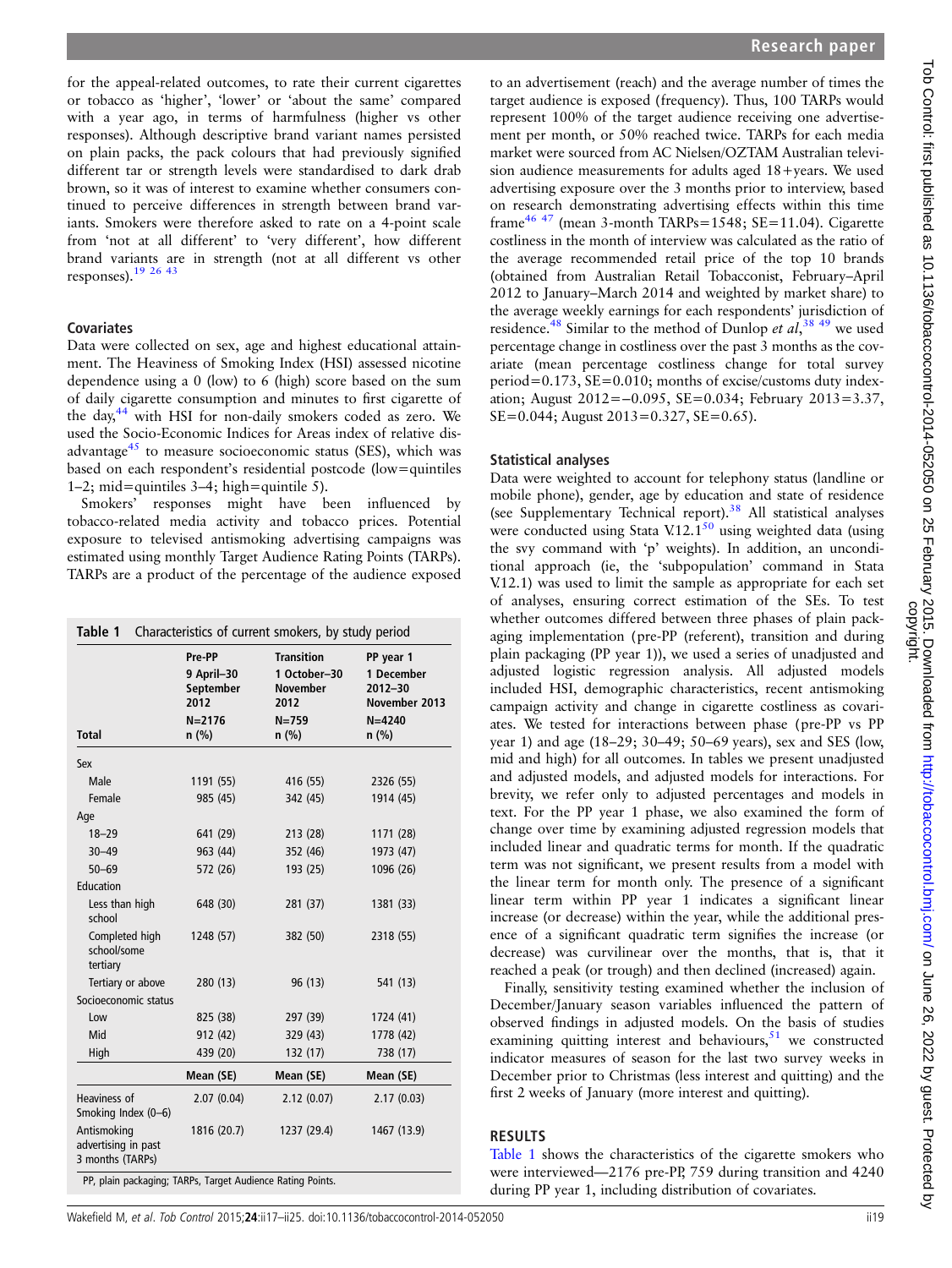for the appeal-related outcomes, to rate their current cigarettes or tobacco as 'higher', 'lower' or 'about the same' compared with a year ago, in terms of harmfulness (higher vs other responses). Although descriptive brand variant names persisted on plain packs, the pack colours that had previously signified different tar or strength levels were standardised to dark drab brown, so it was of interest to examine whether consumers continued to perceive differences in strength between brand variants. Smokers were therefore asked to rate on a 4-point scale from 'not at all different' to 'very different', how different brand variants are in strength (not at all different vs other responses).[19 26 43]

### Covariates

Data were collected on sex, age and highest educational attainment. The Heaviness of Smoking Index (HSI) assessed nicotine dependence using a 0 (low) to 6 (high) score based on the sum of daily cigarette consumption and minutes to first cigarette of the day,[44] with HSI for non-daily smokers coded as zero. We used the Socio-Economic Indices for Areas index of relative disadvantage[45] to measure socioeconomic status (SES), which was based on each respondent's residential postcode (low=quintiles 1–2; mid=quintiles 3–4; high=quintile 5).

Smokers' responses might have been influenced by tobacco-related media activity and tobacco prices. Potential exposure to televised antismoking advertising campaigns was estimated using monthly Target Audience Rating Points (TARPs). TARPs are a product of the percentage of the audience exposed to an advertisement (reach) and the average number of times the target audience is exposed (frequency). Thus, 100 TARPs would represent 100% of the target audience receiving one advertisement per month, or 50% reached twice. TARPs for each media market were sourced from AC Nielsen/OZTAM Australian television audience measurements for adults aged 18+years. We used advertising exposure over the 3 months prior to interview, based on research demonstrating advertising effects within this time frame[46 47] (mean 3-month TARPs=1548; SE=11.04). Cigarette costliness in the month of interview was calculated as the ratio of the average recommended retail price of the top 10 brands (obtained from Australian Retail Tobacconist, February–April 2012 to January–March 2014 and weighted by market share) to the average weekly earnings for each respondents' jurisdiction of residence.[48] Similar to the method of Dunlop *et al*,[38 49] we used percentage change in costliness over the past 3 months as the covariate (mean percentage costliness change for total survey period=0.173, SE=0.010; months of excise/customs duty indexation; August 2012=−0.095, SE=0.034; February 2013=3.37, SE=0.044; August 2013=0.327, SE=0.65).

**Table 1** Characteristics of current smokers, by study period

| Total | Pre-PP 9 April–30 September 2012 N=2176 n (%) | Transition 1 October–30 November 2012 N=759 n (%) | PP year 1 1 December 2012–30 November 2013 N=4240 n (%) |
|---|---|---|---|
| Sex | | | |
| Male | 1191 (55) | 416 (55) | 2326 (55) |
| Female | 985 (45) | 342 (45) | 1914 (45) |
| Age | | | |
| 18–29 | 641 (29) | 213 (28) | 1171 (28) |
| 30–49 | 963 (44) | 352 (46) | 1973 (47) |
| 50–69 | 572 (26) | 193 (25) | 1096 (26) |
| Education | | | |
| Less than high school | 648 (30) | 281 (37) | 1381 (33) |
| Completed high school/some tertiary | 1248 (57) | 382 (50) | 2318 (55) |
| Tertiary or above | 280 (13) | 96 (13) | 541 (13) |
| Socioeconomic status | | | |
| Low | 825 (38) | 297 (39) | 1724 (41) |
| Mid | 912 (42) | 329 (43) | 1778 (42) |
| High | 439 (20) | 132 (17) | 738 (17) |
| | Mean (SE) | Mean (SE) | Mean (SE) |
| Heaviness of Smoking Index (0–6) | 2.07 (0.04) | 2.12 (0.07) | 2.17 (0.03) |
| Antismoking advertising in past 3 months (TARPs) | 1816 (20.7) | 1237 (29.4) | 1467 (13.9) |

PP, plain packaging; TARPs, Target Audience Rating Points.

### Statistical analyses

Data were weighted to account for telephony status (landline or mobile phone), gender, age by education and state of residence (see Supplementary Technical report).[38] All statistical analyses were conducted using Stata V.12.1[50] using weighted data (using the svy command with 'p' weights). In addition, an unconditional approach (ie, the 'subpopulation' command in Stata V.12.1) was used to limit the sample as appropriate for each set of analyses, ensuring correct estimation of the SEs. To test whether outcomes differed between three phases of plain packaging implementation (pre-PP (referent), transition and during plain packaging (PP year 1)), we used a series of unadjusted and adjusted logistic regression analysis. All adjusted models included HSI, demographic characteristics, recent antismoking campaign activity and change in cigarette costliness as covariates. We tested for interactions between phase (pre-PP vs PP year 1) and age (18–29; 30–49; 50–69 years), sex and SES (low, mid and high) for all outcomes. In tables we present unadjusted and adjusted models, and adjusted models for interactions. For brevity, we refer only to adjusted percentages and models in text. For the PP year 1 phase, we also examined the form of change over time by examining adjusted regression models that included linear and quadratic terms for month. If the quadratic term was not significant, we present results from a model with the linear term for month only. The presence of a significant linear term within PP year 1 indicates a significant linear increase (or decrease) within the year, while the additional presence of a significant quadratic term signifies the increase (or decrease) was curvilinear over the months, that is, that it reached a peak (or trough) and then declined (increased) again.

Finally, sensitivity testing examined whether the inclusion of December/January season variables influenced the pattern of observed findings in adjusted models. On the basis of studies examining quitting interest and behaviours,[51] we constructed indicator measures of season for the last two survey weeks in December prior to Christmas (less interest and quitting) and the first 2 weeks of January (more interest and quitting).

## RESULTS

Table 1 shows the characteristics of the cigarette smokers who were interviewed—2176 pre-PP, 759 during transition and 4240 during PP year 1, including distribution of covariates.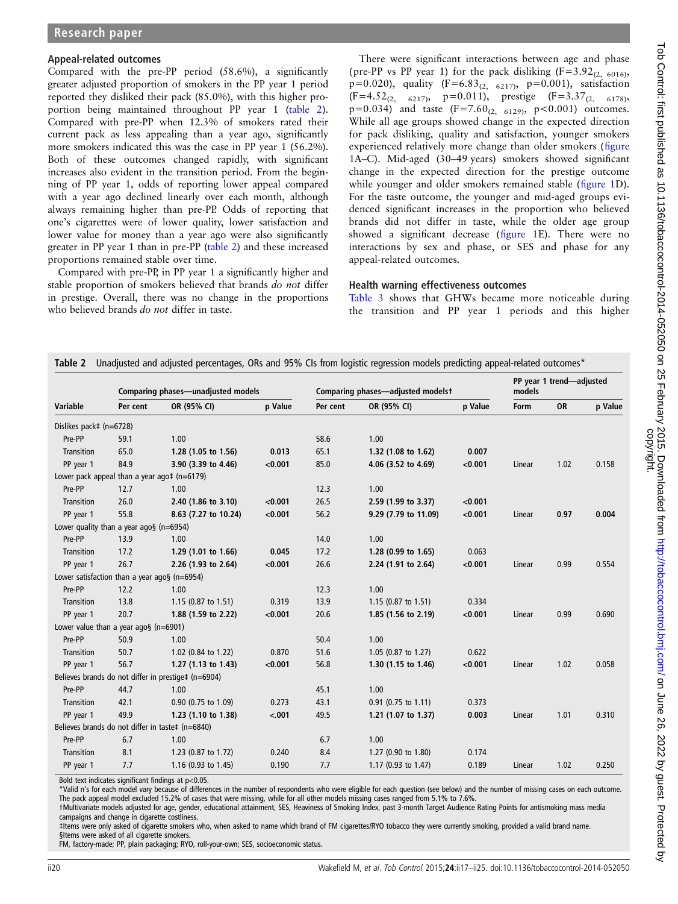### Appeal-related outcomes

Compared with the pre-PP period (58.6%), a significantly greater adjusted proportion of smokers in the PP year 1 period reported they disliked their pack (85.0%), with this higher proportion being maintained throughout PP year 1 (table 2). Compared with pre-PP when 12.3% of smokers rated their current pack as less appealing than a year ago, significantly more smokers indicated this was the case in PP year 1 (56.2%). Both of these outcomes changed rapidly, with significant increases also evident in the transition period. From the beginning of PP year 1, odds of reporting lower appeal compared with a year ago declined linearly over each month, although always remaining higher than pre-PP. Odds of reporting that one's cigarettes were of lower quality, lower satisfaction and lower value for money than a year ago were also significantly greater in PP year 1 than in pre-PP (table 2) and these increased proportions remained stable over time.

Compared with pre-PP, in PP year 1 a significantly higher and stable proportion of smokers believed that brands *do not* differ in prestige. Overall, there was no change in the proportions who believed brands *do not* differ in taste.

There were significant interactions between age and phase (pre-PP vs PP year 1) for the pack disliking ($F=3.92_{(2,\ 6016)}$, p=0.020), quality ($F=6.83_{(2,\ 6217)}$, p=0.001), satisfaction ($F=4.52_{(2,\ 6217)}$, p=0.011), prestige ($F=3.37_{(2,\ 6178)}$, p=0.034) and taste ($F=7.60_{(2,\ 6129)}$, p<0.001) outcomes. While all age groups showed change in the expected direction for pack disliking, quality and satisfaction, younger smokers experienced relatively more change than older smokers (figure 1A–C). Mid-aged (30–49 years) smokers showed significant change in the expected direction for the prestige outcome while younger and older smokers remained stable (figure 1D). For the taste outcome, the younger and mid-aged groups evidenced significant increases in the proportion who believed brands did not differ in taste, while the older age group showed a significant decrease (figure 1E). There were no interactions by sex and phase, or SES and phase for any appeal-related outcomes.

### Health warning effectiveness outcomes

Table 3 shows that GHWs became more noticeable during the transition and PP year 1 periods and this higher

**Table 2** Unadjusted and adjusted percentages, ORs and 95% CIs from logistic regression models predicting appeal-related outcomes*

| Variable | Comparing phases—unadjusted models | | | Comparing phases—adjusted models† | | | PP year 1 trend—adjusted models | | |
|---|---|---|---|---|---|---|---|---|---|
| | Per cent | OR (95% CI) | p Value | Per cent | OR (95% CI) | p Value | Form | OR | p Value |
| Dislikes pack‡ (n=6728) | | | | | | | | | |
| Pre-PP | 59.1 | 1.00 | | 58.6 | 1.00 | | | | |
| Transition | 65.0 | **1.28 (1.05 to 1.56)** | **0.013** | 65.1 | **1.32 (1.08 to 1.62)** | **0.007** | | | |
| PP year 1 | 84.9 | **3.90 (3.39 to 4.46)** | **<0.001** | 85.0 | **4.06 (3.52 to 4.69)** | **<0.001** | Linear | 1.02 | 0.158 |
| Lower pack appeal than a year ago‡ (n=6179) | | | | | | | | | |
| Pre-PP | 12.7 | 1.00 | | 12.3 | 1.00 | | | | |
| Transition | 26.0 | **2.40 (1.86 to 3.10)** | **<0.001** | 26.5 | **2.59 (1.99 to 3.37)** | **<0.001** | | | |
| PP year 1 | 55.8 | **8.63 (7.27 to 10.24)** | **<0.001** | 56.2 | **9.29 (7.79 to 11.09)** | **<0.001** | Linear | **0.97** | **0.004** |
| Lower quality than a year ago§ (n=6954) | | | | | | | | | |
| Pre-PP | 13.9 | 1.00 | | 14.0 | 1.00 | | | | |
| Transition | 17.2 | **1.29 (1.01 to 1.66)** | **0.045** | 17.2 | 1.28 (0.99 to 1.65) | 0.063 | | | |
| PP year 1 | 26.7 | **2.26 (1.93 to 2.64)** | **<0.001** | 26.6 | **2.24 (1.91 to 2.64)** | **<0.001** | Linear | 0.99 | 0.554 |
| Lower satisfaction than a year ago§ (n=6954) | | | | | | | | | |
| Pre-PP | 12.2 | 1.00 | | 12.3 | 1.00 | | | | |
| Transition | 13.8 | 1.15 (0.87 to 1.51) | 0.319 | 13.9 | 1.15 (0.87 to 1.51) | 0.334 | | | |
| PP year 1 | 20.7 | **1.88 (1.59 to 2.22)** | **<0.001** | 20.6 | **1.85 (1.56 to 2.19)** | **<0.001** | Linear | 0.99 | 0.690 |
| Lower value than a year ago§ (n=6901) | | | | | | | | | |
| Pre-PP | 50.9 | 1.00 | | 50.4 | 1.00 | | | | |
| Transition | 50.7 | 1.02 (0.84 to 1.22) | 0.870 | 51.6 | 1.05 (0.87 to 1.27) | 0.622 | | | |
| PP year 1 | 56.7 | **1.27 (1.13 to 1.43)** | **<0.001** | 56.8 | **1.30 (1.15 to 1.46)** | **<0.001** | Linear | 1.02 | 0.058 |
| Believes brands do not differ in prestige‡ (n=6904) | | | | | | | | | |
| Pre-PP | 44.7 | 1.00 | | 45.1 | 1.00 | | | | |
| Transition | 42.1 | 0.90 (0.75 to 1.09) | 0.273 | 43.1 | 0.91 (0.75 to 1.11) | 0.373 | | | |
| PP year 1 | 49.9 | **1.23 (1.10 to 1.38)** | **<.001** | 49.5 | **1.21 (1.07 to 1.37)** | **0.003** | Linear | 1.01 | 0.310 |
| Believes brands do not differ in taste‡ (n=6840) | | | | | | | | | |
| Pre-PP | 6.7 | 1.00 | | 6.7 | 1.00 | | | | |
| Transition | 8.1 | 1.23 (0.87 to 1.72) | 0.240 | 8.4 | 1.27 (0.90 to 1.80) | 0.174 | | | |
| PP year 1 | 7.7 | 1.16 (0.93 to 1.45) | 0.190 | 7.7 | 1.17 (0.93 to 1.47) | 0.189 | Linear | 1.02 | 0.250 |

Bold text indicates significant findings at p<0.05.
*Valid n's for each model vary because of differences in the number of respondents who were eligible for each question (see below) and the number of missing cases on each outcome. The pack appeal model excluded 15.2% of cases that were missing, while for all other models missing cases ranged from 5.1% to 7.6%.
†Multivariate models adjusted for age, gender, educational attainment, SES, Heaviness of Smoking Index, past 3-month Target Audience Rating Points for antismoking mass media campaigns and change in cigarette costliness.
‡Items were only asked of cigarette smokers who, when asked to name which brand of FM cigarettes/RYO tobacco they were currently smoking, provided a valid brand name.
§Items were asked of all cigarette smokers.
FM, factory-made; PP, plain packaging; RYO, roll-your-own; SES, socioeconomic status.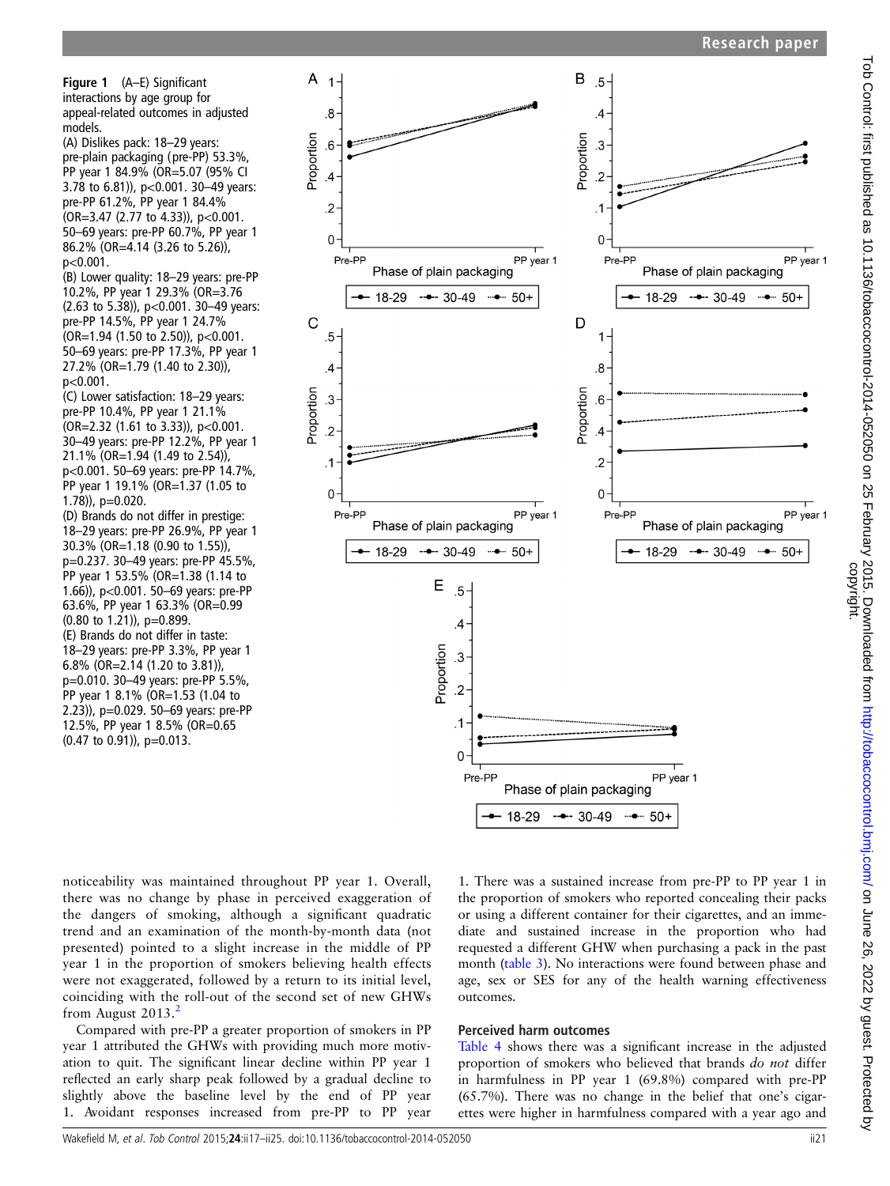**Figure 1** (A–E) Significant interactions by age group for appeal-related outcomes in adjusted models.
(A) Dislikes pack: 18–29 years: pre-plain packaging (pre-PP) 53.3%, PP year 1 84.9% (OR=5.07 (95% CI 3.78 to 6.81)), p<0.001. 30–49 years: pre-PP 61.2%, PP year 1 84.4% (OR=3.47 (2.77 to 4.33)), p<0.001. 50–69 years: pre-PP 60.7%, PP year 1 86.2% (OR=4.14 (3.26 to 5.26)), p<0.001.
(B) Lower quality: 18–29 years: pre-PP 10.2%, PP year 1 29.3% (OR=3.76 (2.63 to 5.38)), p<0.001. 30–49 years: pre-PP 14.5%, PP year 1 24.7% (OR=1.94 (1.50 to 2.50)), p<0.001. 50–69 years: pre-PP 17.3%, PP year 1 27.2% (OR=1.79 (1.40 to 2.30)), p<0.001.
(C) Lower satisfaction: 18–29 years: pre-PP 10.4%, PP year 1 21.1% (OR=2.32 (1.61 to 3.33)), p<0.001. 30–49 years: pre-PP 12.2%, PP year 1 21.1% (OR=1.94 (1.49 to 2.54)), p<0.001. 50–69 years: pre-PP 14.7%, PP year 1 19.1% (OR=1.37 (1.05 to 1.78)), p=0.020.
(D) Brands do not differ in prestige: 18–29 years: pre-PP 26.9%, PP year 1 30.3% (OR=1.18 (0.90 to 1.55)), p=0.237. 30–49 years: pre-PP 45.5%, PP year 1 53.5% (OR=1.38 (1.14 to 1.66)), p<0.001. 50–69 years: pre-PP 63.6%, PP year 1 63.3% (OR=0.99 (0.80 to 1.21)), p=0.899.
(E) Brands do not differ in taste: 18–29 years: pre-PP 3.3%, PP year 1 6.8% (OR=2.14 (1.20 to 3.81)), p=0.010. 30–49 years: pre-PP 5.5%, PP year 1 8.1% (OR=1.53 (1.04 to 2.23)), p=0.029. 50–69 years: pre-PP 12.5%, PP year 1 8.5% (OR=0.65 (0.47 to 0.91)), p=0.013.

noticeability was maintained throughout PP year 1. Overall, there was no change by phase in perceived exaggeration of the dangers of smoking, although a significant quadratic trend and an examination of the month-by-month data (not presented) pointed to a slight increase in the middle of PP year 1 in the proportion of smokers believing health effects were not exaggerated, followed by a return to its initial level, coinciding with the roll-out of the second set of new GHWs from August 2013.[2]

Compared with pre-PP a greater proportion of smokers in PP year 1 attributed the GHWs with providing much more motivation to quit. The significant linear decline within PP year 1 reflected an early sharp peak followed by a gradual decline to slightly above the baseline level by the end of PP year 1. Avoidant responses increased from pre-PP to PP year 1. There was a sustained increase from pre-PP to PP year 1 in the proportion of smokers who reported concealing their packs or using a different container for their cigarettes, and an immediate and sustained increase in the proportion who had requested a different GHW when purchasing a pack in the past month (table 3). No interactions were found between phase and age, sex or SES for any of the health warning effectiveness outcomes.

### Perceived harm outcomes

Table 4 shows there was a significant increase in the adjusted proportion of smokers who believed that brands *do not* differ in harmfulness in PP year 1 (69.8%) compared with pre-PP (65.7%). There was no change in the belief that one's cigarettes were higher in harmfulness compared with a year ago and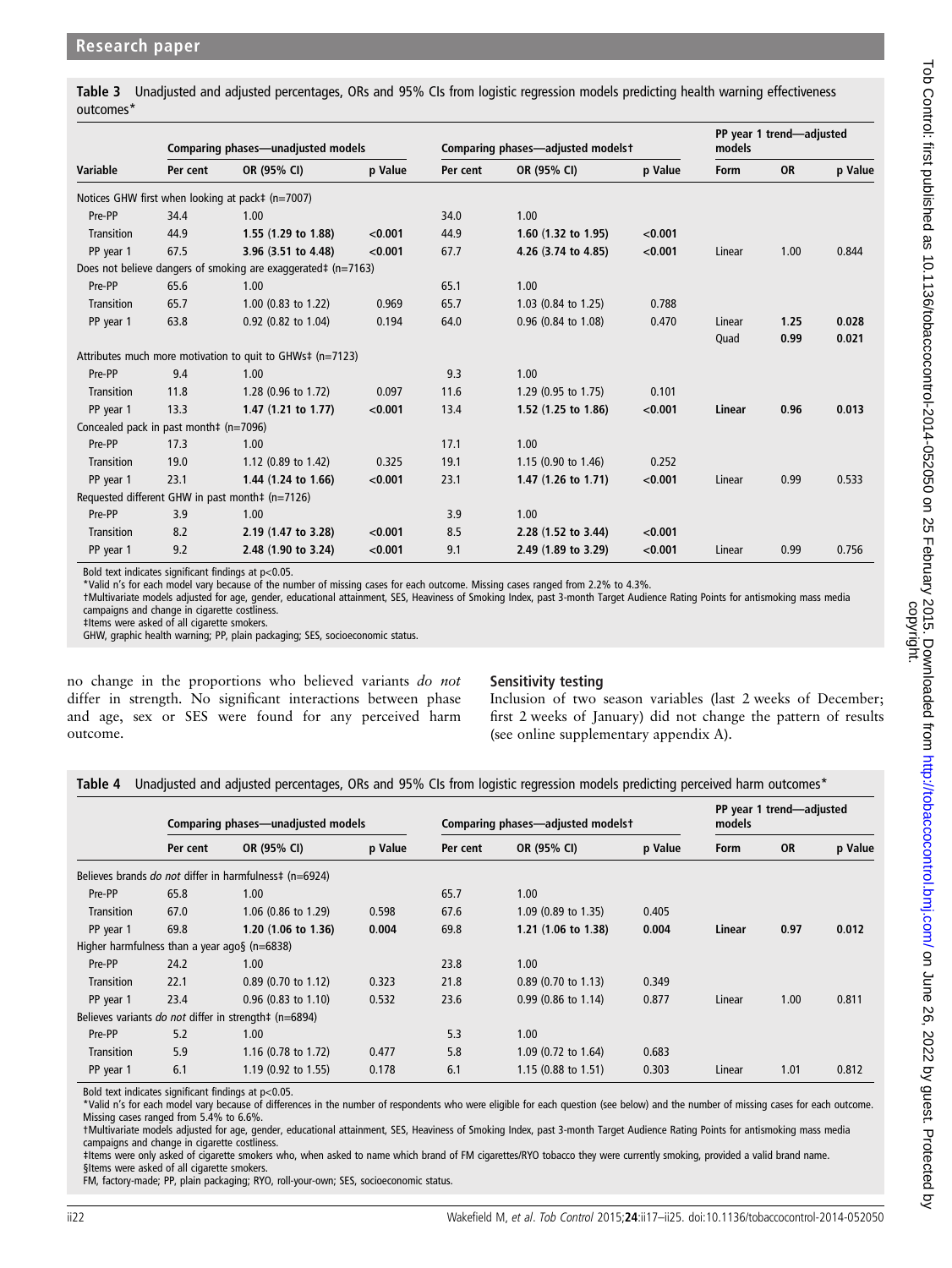**Table 3** Unadjusted and adjusted percentages, ORs and 95% CIs from logistic regression models predicting health warning effectiveness outcomes*

| Variable | Comparing phases—unadjusted models | | | Comparing phases—adjusted models† | | | PP year 1 trend—adjusted models | | |
|---|---|---|---|---|---|---|---|---|---|
| | Per cent | OR (95% CI) | p Value | Per cent | OR (95% CI) | p Value | Form | OR | p Value |
| Notices GHW first when looking at pack‡ (n=7007) | | | | | | | | | |
| Pre-PP | 34.4 | 1.00 | | 34.0 | 1.00 | | | | |
| Transition | 44.9 | **1.55 (1.29 to 1.88)** | **<0.001** | 44.9 | **1.60 (1.32 to 1.95)** | **<0.001** | | | |
| PP year 1 | 67.5 | **3.96 (3.51 to 4.48)** | **<0.001** | 67.7 | **4.26 (3.74 to 4.85)** | **<0.001** | Linear | 1.00 | 0.844 |
| Does not believe dangers of smoking are exaggerated‡ (n=7163) | | | | | | | | | |
| Pre-PP | 65.6 | 1.00 | | 65.1 | 1.00 | | | | |
| Transition | 65.7 | 1.00 (0.83 to 1.22) | 0.969 | 65.7 | 1.03 (0.84 to 1.25) | 0.788 | | | |
| PP year 1 | 63.8 | 0.92 (0.82 to 1.04) | 0.194 | 64.0 | 0.96 (0.84 to 1.08) | 0.470 | Linear | **1.25** | **0.028** |
| | | | | | | | Quad | **0.99** | **0.021** |
| Attributes much more motivation to quit to GHWs‡ (n=7123) | | | | | | | | | |
| Pre-PP | 9.4 | 1.00 | | 9.3 | 1.00 | | | | |
| Transition | 11.8 | 1.28 (0.96 to 1.72) | 0.097 | 11.6 | 1.29 (0.95 to 1.75) | 0.101 | | | |
| PP year 1 | 13.3 | **1.47 (1.21 to 1.77)** | **<0.001** | 13.4 | **1.52 (1.25 to 1.86)** | **<0.001** | **Linear** | **0.96** | **0.013** |
| Concealed pack in past month‡ (n=7096) | | | | | | | | | |
| Pre-PP | 17.3 | 1.00 | | 17.1 | 1.00 | | | | |
| Transition | 19.0 | 1.12 (0.89 to 1.42) | 0.325 | 19.1 | 1.15 (0.90 to 1.46) | 0.252 | | | |
| PP year 1 | 23.1 | **1.44 (1.24 to 1.66)** | **<0.001** | 23.1 | **1.47 (1.26 to 1.71)** | **<0.001** | Linear | 0.99 | 0.533 |
| Requested different GHW in past month‡ (n=7126) | | | | | | | | | |
| Pre-PP | 3.9 | 1.00 | | 3.9 | 1.00 | | | | |
| Transition | 8.2 | **2.19 (1.47 to 3.28)** | **<0.001** | 8.5 | **2.28 (1.52 to 3.44)** | **<0.001** | | | |
| PP year 1 | 9.2 | **2.48 (1.90 to 3.24)** | **<0.001** | 9.1 | **2.49 (1.89 to 3.29)** | **<0.001** | Linear | 0.99 | 0.756 |

Bold text indicates significant findings at p<0.05.
*Valid n's for each model vary because of the number of missing cases for each outcome. Missing cases ranged from 2.2% to 4.3%.
†Multivariate models adjusted for age, gender, educational attainment, SES, Heaviness of Smoking Index, past 3-month Target Audience Rating Points for antismoking mass media campaigns and change in cigarette costliness.
‡Items were asked of all cigarette smokers.
GHW, graphic health warning; PP, plain packaging; SES, socioeconomic status.

no change in the proportions who believed variants *do not* differ in strength. No significant interactions between phase and age, sex or SES were found for any perceived harm outcome.

### Sensitivity testing

Inclusion of two season variables (last 2 weeks of December; first 2 weeks of January) did not change the pattern of results (see online supplementary appendix A).

**Table 4** Unadjusted and adjusted percentages, ORs and 95% CIs from logistic regression models predicting perceived harm outcomes*

| | Comparing phases—unadjusted models | | | Comparing phases—adjusted models† | | | PP year 1 trend—adjusted models | | |
|---|---|---|---|---|---|---|---|---|---|
| | Per cent | OR (95% CI) | p Value | Per cent | OR (95% CI) | p Value | Form | OR | p Value |
| Believes brands *do not* differ in harmfulness‡ (n=6924) | | | | | | | | | |
| Pre-PP | 65.8 | 1.00 | | 65.7 | 1.00 | | | | |
| Transition | 67.0 | 1.06 (0.86 to 1.29) | 0.598 | 67.6 | 1.09 (0.89 to 1.35) | 0.405 | | | |
| PP year 1 | 69.8 | **1.20 (1.06 to 1.36)** | **0.004** | 69.8 | **1.21 (1.06 to 1.38)** | **0.004** | **Linear** | **0.97** | **0.012** |
| Higher harmfulness than a year ago§ (n=6838) | | | | | | | | | |
| Pre-PP | 24.2 | 1.00 | | 23.8 | 1.00 | | | | |
| Transition | 22.1 | 0.89 (0.70 to 1.12) | 0.323 | 21.8 | 0.89 (0.70 to 1.13) | 0.349 | | | |
| PP year 1 | 23.4 | 0.96 (0.83 to 1.10) | 0.532 | 23.6 | 0.99 (0.86 to 1.14) | 0.877 | Linear | 1.00 | 0.811 |
| Believes variants *do not* differ in strength‡ (n=6894) | | | | | | | | | |
| Pre-PP | 5.2 | 1.00 | | 5.3 | 1.00 | | | | |
| Transition | 5.9 | 1.16 (0.78 to 1.72) | 0.477 | 5.8 | 1.09 (0.72 to 1.64) | 0.683 | | | |
| PP year 1 | 6.1 | 1.19 (0.92 to 1.55) | 0.178 | 6.1 | 1.15 (0.88 to 1.51) | 0.303 | Linear | 1.01 | 0.812 |

Bold text indicates significant findings at p<0.05.
*Valid n's for each model vary because of differences in the number of respondents who were eligible for each question (see below) and the number of missing cases for each outcome. Missing cases ranged from 5.4% to 6.6%.
†Multivariate models adjusted for age, gender, educational attainment, SES, Heaviness of Smoking Index, past 3-month Target Audience Rating Points for antismoking mass media campaigns and change in cigarette costliness.
‡Items were only asked of cigarette smokers who, when asked to name which brand of FM cigarettes/RYO tobacco they were currently smoking, provided a valid brand name.
§Items were asked of all cigarette smokers.
FM, factory-made; PP, plain packaging; RYO, roll-your-own; SES, socioeconomic status.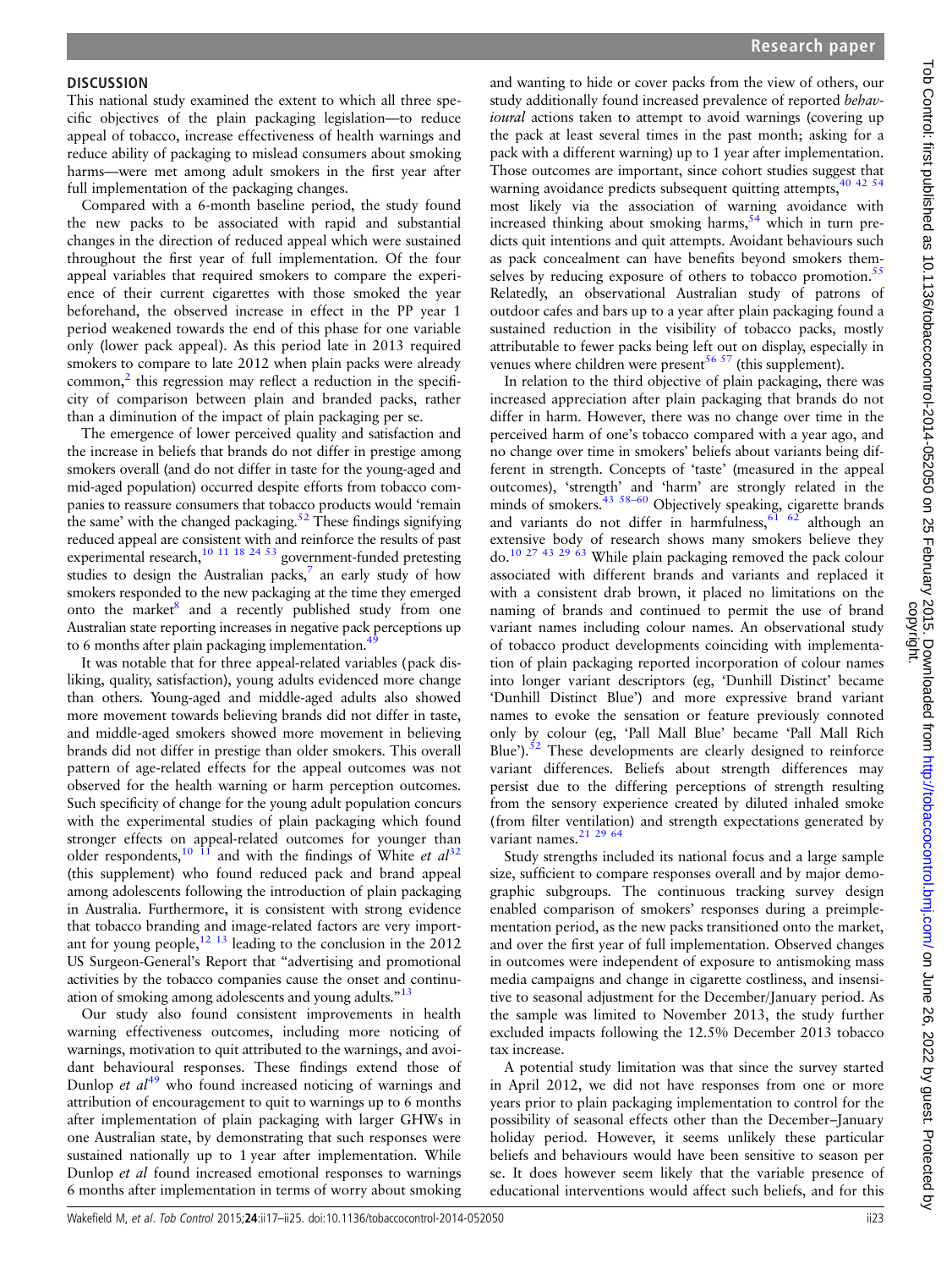## DISCUSSION

This national study examined the extent to which all three specific objectives of the plain packaging legislation—to reduce appeal of tobacco, increase effectiveness of health warnings and reduce ability of packaging to mislead consumers about smoking harms—were met among adult smokers in the first year after full implementation of the packaging changes.

Compared with a 6-month baseline period, the study found the new packs to be associated with rapid and substantial changes in the direction of reduced appeal which were sustained throughout the first year of full implementation. Of the four appeal variables that required smokers to compare the experience of their current cigarettes with those smoked the year beforehand, the observed increase in effect in the PP year 1 period weakened towards the end of this phase for one variable only (lower pack appeal). As this period late in 2013 required smokers to compare to late 2012 when plain packs were already common,[2] this regression may reflect a reduction in the specificity of comparison between plain and branded packs, rather than a diminution of the impact of plain packaging per se.

The emergence of lower perceived quality and satisfaction and the increase in beliefs that brands do not differ in prestige among smokers overall (and do not differ in taste for the young-aged and mid-aged population) occurred despite efforts from tobacco companies to reassure consumers that tobacco products would 'remain the same' with the changed packaging.[52] These findings signifying reduced appeal are consistent with and reinforce the results of past experimental research,[10 11 18 24 53] government-funded pretesting studies to design the Australian packs,[7] an early study of how smokers responded to the new packaging at the time they emerged onto the market[8] and a recently published study from one Australian state reporting increases in negative pack perceptions up to 6 months after plain packaging implementation.[49]

It was notable that for three appeal-related variables (pack disliking, quality, satisfaction), young adults evidenced more change than others. Young-aged and middle-aged adults also showed more movement towards believing brands did not differ in taste, and middle-aged smokers showed more movement in believing brands did not differ in prestige than older smokers. This overall pattern of age-related effects for the appeal outcomes was not observed for the health warning or harm perception outcomes. Such specificity of change for the young adult population concurs with the experimental studies of plain packaging which found stronger effects on appeal-related outcomes for younger than older respondents,[10 11] and with the findings of White *et al*[32] (this supplement) who found reduced pack and brand appeal among adolescents following the introduction of plain packaging in Australia. Furthermore, it is consistent with strong evidence that tobacco branding and image-related factors are very important for young people,[12 13] leading to the conclusion in the 2012 US Surgeon-General's Report that "advertising and promotional activities by the tobacco companies cause the onset and continuation of smoking among adolescents and young adults."[13]

Our study also found consistent improvements in health warning effectiveness outcomes, including more noticing of warnings, motivation to quit attributed to the warnings, and avoidant behavioural responses. These findings extend those of Dunlop *et al*[49] who found increased noticing of warnings and attribution of encouragement to quit to warnings up to 6 months after implementation of plain packaging with larger GHWs in one Australian state, by demonstrating that such responses were sustained nationally up to 1 year after implementation. While Dunlop *et al* found increased emotional responses to warnings 6 months after implementation in terms of worry about smoking and wanting to hide or cover packs from the view of others, our study additionally found increased prevalence of reported *behavioural* actions taken to attempt to avoid warnings (covering up the pack at least several times in the past month; asking for a pack with a different warning) up to 1 year after implementation. Those outcomes are important, since cohort studies suggest that warning avoidance predicts subsequent quitting attempts,[40 42 54] most likely via the association of warning avoidance with increased thinking about smoking harms,[54] which in turn predicts quit intentions and quit attempts. Avoidant behaviours such as pack concealment can have benefits beyond smokers themselves by reducing exposure of others to tobacco promotion.[55] Relatedly, an observational Australian study of patrons of outdoor cafes and bars up to a year after plain packaging found a sustained reduction in the visibility of tobacco packs, mostly attributable to fewer packs being left out on display, especially in venues where children were present[56 57] (this supplement).

In relation to the third objective of plain packaging, there was increased appreciation after plain packaging that brands do not differ in harm. However, there was no change over time in the perceived harm of one's tobacco compared with a year ago, and no change over time in smokers' beliefs about variants being different in strength. Concepts of 'taste' (measured in the appeal outcomes), 'strength' and 'harm' are strongly related in the minds of smokers.[43 58–60] Objectively speaking, cigarette brands and variants do not differ in harmfulness,[61 62] although an extensive body of research shows many smokers believe they do.[10 27 43 29 63] While plain packaging removed the pack colour associated with different brands and variants and replaced it with a consistent drab brown, it placed no limitations on the naming of brands and continued to permit the use of brand variant names including colour names. An observational study of tobacco product developments coinciding with implementation of plain packaging reported incorporation of colour names into longer variant descriptors (eg, 'Dunhill Distinct' became 'Dunhill Distinct Blue') and more expressive brand variant names to evoke the sensation or feature previously connoted only by colour (eg, 'Pall Mall Blue' became 'Pall Mall Rich Blue').[52] These developments are clearly designed to reinforce variant differences. Beliefs about strength differences may persist due to the differing perceptions of strength resulting from the sensory experience created by diluted inhaled smoke (from filter ventilation) and strength expectations generated by variant names.[21 29 64]

Study strengths included its national focus and a large sample size, sufficient to compare responses overall and by major demographic subgroups. The continuous tracking survey design enabled comparison of smokers' responses during a preimplementation period, as the new packs transitioned onto the market, and over the first year of full implementation. Observed changes in outcomes were independent of exposure to antismoking mass media campaigns and change in cigarette costliness, and insensitive to seasonal adjustment for the December/January period. As the sample was limited to November 2013, the study further excluded impacts following the 12.5% December 2013 tobacco tax increase.

A potential study limitation was that since the survey started in April 2012, we did not have responses from one or more years prior to plain packaging implementation to control for the possibility of seasonal effects other than the December–January holiday period. However, it seems unlikely these particular beliefs and behaviours would have been sensitive to season per se. It does however seem likely that the variable presence of educational interventions would affect such beliefs, and for this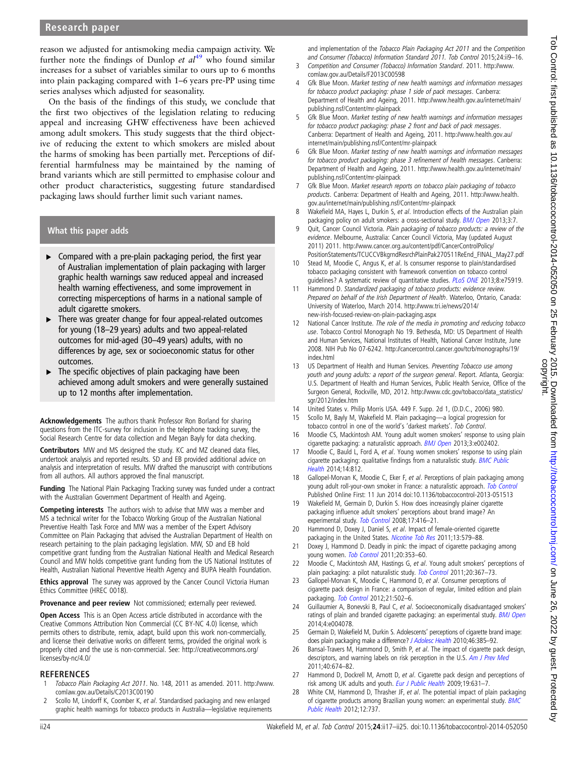reason we adjusted for antismoking media campaign activity. We further note the findings of Dunlop *et al*[49] who found similar increases for a subset of variables similar to ours up to 6 months into plain packaging compared with 1–6 years pre-PP using time series analyses which adjusted for seasonality.

On the basis of the findings of this study, we conclude that the first two objectives of the legislation relating to reducing appeal and increasing GHW effectiveness have been achieved among adult smokers. This study suggests that the third objective of reducing the extent to which smokers are misled about the harms of smoking has been partially met. Perceptions of differential harmfulness may be maintained by the naming of brand variants which are still permitted to emphasise colour and other product characteristics, suggesting future standardised packaging laws should further limit such variant names.

### What this paper adds

- Compared with a pre-plain packaging period, the first year of Australian implementation of plain packaging with larger graphic health warnings saw reduced appeal and increased health warning effectiveness, and some improvement in correcting misperceptions of harms in a national sample of adult cigarette smokers.
- There was greater change for four appeal-related outcomes for young (18–29 years) adults and two appeal-related outcomes for mid-aged (30–49 years) adults, with no differences by age, sex or socioeconomic status for other outcomes.
- The specific objectives of plain packaging have been achieved among adult smokers and were generally sustained up to 12 months after implementation.

**Acknowledgements** The authors thank Professor Ron Borland for sharing questions from the ITC-survey for inclusion in the telephone tracking survey, the Social Research Centre for data collection and Megan Bayly for data checking.

**Contributors** MW and MS designed the study. KC and MZ cleaned data files, undertook analysis and reported results. SD and EB provided additional advice on analysis and interpretation of results. MW drafted the manuscript with contributions from all authors. All authors approved the final manuscript.

**Funding** The National Plain Packaging Tracking survey was funded under a contract with the Australian Government Department of Health and Ageing.

**Competing interests** The authors wish to advise that MW was a member and MS a technical writer for the Tobacco Working Group of the Australian National Preventive Health Task Force and MW was a member of the Expert Advisory Committee on Plain Packaging that advised the Australian Department of Health on research pertaining to the plain packaging legislation. MW, SD and EB hold competitive grant funding from the Australian National Health and Medical Research Council and MW holds competitive grant funding from the US National Institutes of Health, Australian National Preventive Health Agency and BUPA Health Foundation.

**Ethics approval** The survey was approved by the Cancer Council Victoria Human Ethics Committee (HREC 0018).

**Provenance and peer review** Not commissioned; externally peer reviewed.

**Open Access** This is an Open Access article distributed in accordance with the Creative Commons Attribution Non Commercial (CC BY-NC 4.0) license, which permits others to distribute, remix, adapt, build upon this work non-commercially, and license their derivative works on different terms, provided the original work is properly cited and the use is non-commercial. See: http://creativecommons.org/licenses/by-nc/4.0/

## REFERENCES

1. *Tobacco Plain Packaging Act 2011*. No. 148, 2011 as amended. 2011. http://www.comlaw.gov.au/Details/C2013C00190
2. Scollo M, Lindorff K, Coomber K, *et al*. Standardised packaging and new enlarged graphic health warnings for tobacco products in Australia—legislative requirements and implementation of the *Tobacco Plain Packaging Act 2011* and the *Competition and Consumer (Tobacco) Information Standard 2011*. *Tob Control* 2015;24:ii9–16.
3. *Competition and Consumer (Tobacco) Information Standard*. 2011. http://www.comlaw.gov.au/Details/F2013C00598
4. Gfk Blue Moon. *Market testing of new health warnings and information messages for tobacco product packaging: phase 1 side of pack messages*. Canberra: Department of Health and Ageing, 2011. http://www.health.gov.au/internet/main/publishing.nsf/Content/mr-plainpack
5. Gfk Blue Moon. *Market testing of new health warnings and information messages for tobacco product packaging: phase 2 front and back of pack messages*. Canberra: Department of Health and Ageing, 2011. http://www.health.gov.au/internet/main/publishing.nsf/Content/mr-plainpack
6. Gfk Blue Moon. *Market testing of new health warnings and information messages for tobacco product packaging: phase 3 refinement of health messages*. Canberra: Department of Health and Ageing, 2011. http://www.health.gov.au/internet/main/publishing.nsf/Content/mr-plainpack
7. Gfk Blue Moon. *Market research reports on tobacco plain packaging of tobacco products*. Canberra: Department of Health and Ageing, 2011. http://www.health.gov.au/internet/main/publishing.nsf/Content/mr-plainpack
8. Wakefield MA, Hayes L, Durkin S, *et al*. Introduction effects of the Australian plain packaging policy on adult smokers: a cross-sectional study. *BMJ Open* 2013;3:7.
9. Quit, Cancer Council Victoria. *Plain packaging of tobacco products: a review of the evidence*. Melbourne, Australia: Cancer Council Victoria, May (updated August 2011) 2011. http://www.cancer.org.au/content/pdf/CancerControlPolicy/PositionStatements/TCUCCVBkgrndResrchPlainPak270511ReEnd_FINAL_May27.pdf
10. Stead M, Moodie C, Angus K, *et al*. Is consumer response to plain/standardised tobacco packaging consistent with framework convention on tobacco control guidelines? A systematic review of quantitative studies. *PLoS ONE* 2013;8:e75919.
11. Hammond D. *Standardized packaging of tobacco products: evidence review. Prepared on behalf of the Irish Department of Health*. Waterloo, Ontario, Canada: University of Waterloo, March 2014. http://www.tri.ie/news/2014/new-irish-focused-review-on-plain-packaging.aspx
12. National Cancer Institute. *The role of the media in promoting and reducing tobacco use*. Tobacco Control Monograph No 19. Bethesda, MD: US Department of Health and Human Services, National Institutes of Health, National Cancer Institute, June 2008. NIH Pub No 07-6242. http://cancercontrol.cancer.gov/tcrb/monographs/19/index.html
13. US Department of Health and Human Services. *Preventing Tobacco use among youth and young adults: a report of the surgeon general*. Report. Atlanta, Georgia: U.S. Department of Health and Human Services, Public Health Service, Office of the Surgeon General, Rockville, MD, 2012. http://www.cdc.gov/tobacco/data_statistics/sgr/2012/index.htm
14. United States v. Philip Morris USA. 449 F. Supp. 2d 1, (D.D.C., 2006) 980.
15. Scollo M, Bayly M, Wakefield M. Plain packaging—a logical progression for tobacco control in one of the world's 'darkest markets'. *Tob Control*.
16. Moodie CS, Mackintosh AM. Young adult women smokers' response to using plain cigarette packaging: a naturalistic approach. *BMJ Open* 2013;3:e002402.
17. Moodie C, Bauld L, Ford A, *et al*. Young women smokers' response to using plain cigarette packaging: qualitative findings from a naturalistic study. *BMC Public Health* 2014;14:812.
18. Gallopel-Morvan K, Moodie C, Eker F, *et al*. Perceptions of plain packaging among young adult roll-your-own smoker in France: a naturalistic approach. *Tob Control* Published Online First: 11 Jun 2014 doi:10.1136/tobaccocontrol-2013-051513
19. Wakefield M, Germain D, Durkin S. How does increasingly plainer cigarette packaging influence adult smokers' perceptions about brand image? An experimental study. *Tob Control* 2008;17:416–21.
20. Hammond D, Doxey J, Daniel S, *et al*. Impact of female-oriented cigarette packaging in the United States. *Nicotine Tob Res* 2011;13:579–88.
21. Doxey J, Hammond D. Deadly in pink: the impact of cigarette packaging among young women. *Tob Control* 2011;20:353–60.
22. Moodie C, Mackintosh AM, Hastings G, *et al*. Young adult smokers' perceptions of plain packaging: a pilot naturalistic study. *Tob Control* 2011;20:367–73.
23. Gallopel-Morvan K, Moodie C, Hammond D, *et al*. Consumer perceptions of cigarette pack design in France: a comparison of regular, limited edition and plain packaging. *Tob Control* 2012;21:502–6.
24. Guillaumier A, Bonevski B, Paul C, *et al*. Socioeconomically disadvantaged smokers' ratings of plain and branded cigarette packaging: an experimental study. *BMJ Open* 2014;4:e004078.
25. Germain D, Wakefield M, Durkin S. Adolescents' perceptions of cigarette brand image: does plain packaging make a difference? *J Adolesc Health* 2010;46:385–92.
26. Bansal-Travers M, Hammond D, Smith P, *et al*. The impact of cigarette pack design, descriptors, and warning labels on risk perception in the U.S. *Am J Prev Med* 2011;40:674–82.
27. Hammond D, Dockrell M, Arnott D, *et al*. Cigarette pack design and perceptions of risk among UK adults and youth. *Eur J Public Health* 2009;19:631–7.
28. White CM, Hammond D, Thrasher JF, *et al*. The potential impact of plain packaging of cigarette products among Brazilian young women: an experimental study. *BMC Public Health* 2012;12:737.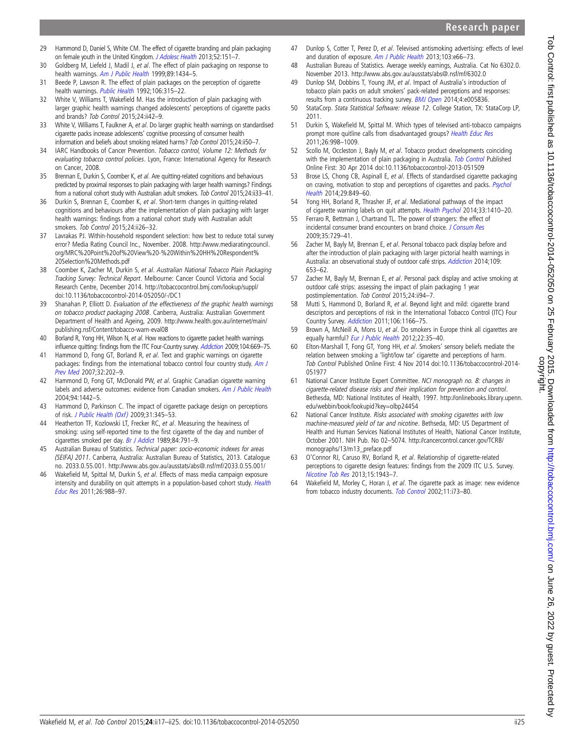29 Hammond D, Daniel S, White CM. The effect of cigarette branding and plain packaging on female youth in the United Kingdom. *J Adolesc Health* 2013;52:151–7.

30 Goldberg M, Liefeld J, Madil J, *et al*. The effect of plain packaging on response to health warnings. *Am J Public Health* 1999;89:1434–5.

31 Beede P, Lawson R. The effect of plain packages on the perception of cigarette health warnings. *Public Health* 1992;106:315–22.

32 White V, Williams T, Wakefield M. Has the introduction of plain packaging with larger graphic health warnings changed adolescents' perceptions of cigarette packs and brands? *Tob Control* 2015;24:ii42–9.

33 White V, Williams T, Faulkner A, *et al*. Do larger graphic health warnings on standardised cigarette packs increase adolescents' cognitive processing of consumer health information and beliefs about smoking related harms? *Tob Control* 2015;24:ii50–7.

34 IARC Handbooks of Cancer Prevention. *Tobacco control, Volume 12: Methods for evaluating tobacco control policies*. Lyon, France: International Agency for Research on Cancer, 2008.

35 Brennan E, Durkin S, Coomber K, *et al*. Are quitting-related cognitions and behaviours predicted by proximal responses to plain packaging with larger health warnings? Findings from a national cohort study with Australian adult smokers. *Tob Control* 2015;24:ii33–41.

36 Durkin S, Brennan E, Coomber K, *et al*. Short-term changes in quitting-related cognitions and behaviours after the implementation of plain packaging with larger health warnings: findings from a national cohort study with Australian adult smokers. *Tob Control* 2015;24:ii26–32.

37 Lavrakas PJ. Within-household respondent selection: how best to reduce total survey error? Media Rating Council Inc., November. 2008. http://www.mediaratingcouncil.org/MRC%20Point%20of%20View%20-%20Within%20HH%20Respondent%20Selection%20Methods.pdf

38 Coomber K, Zacher M, Durkin S, *et al*. *Australian National Tobacco Plain Packaging Tracking Survey: Technical Report*. Melbourne: Cancer Council Victoria and Social Research Centre, December 2014. http://tobaccocontrol.bmj.com/lookup/suppl/doi:10.1136/tobaccocontrol-2014-052050/-/DC1

39 Shanahan P, Elliott D. *Evaluation of the effectiveness of the graphic health warnings on tobacco product packaging 2008*. Canberra, Australia: Australian Government Department of Health and Ageing, 2009. http://www.health.gov.au/internet/main/publishing.nsf/Content/tobacco-warn-eval08

40 Borland R, Yong HH, Wilson N, *et al*. How reactions to cigarette packet health warnings influence quitting: findings from the ITC Four-Country survey. *Addiction* 2009;104:669–75.

41 Hammond D, Fong GT, Borland R, *et al*. Text and graphic warnings on cigarette packages: findings from the international tobacco control four country study. *Am J Prev Med* 2007;32:202–9.

42 Hammond D, Fong GT, McDonald PW, *et al*. Graphic Canadian cigarette warning labels and adverse outcomes: evidence from Canadian smokers. *Am J Public Health* 2004;94:1442–5.

43 Hammond D, Parkinson C. The impact of cigarette package design on perceptions of risk. *J Public Health (Oxf)* 2009;31:345–53.

44 Heatherton TF, Kozlowski LT, Frecker RC, *et al*. Measuring the heaviness of smoking: using self-reported time to the first cigarette of the day and number of cigarettes smoked per day. *Br J Addict* 1989;84:791–9.

45 Australian Bureau of Statistics. *Technical paper: socio-economic indexes for areas (SEIFA) 2011*. Canberra, Australia: Australian Bureau of Statistics, 2013. Catalogue no. 2033.0.55.001. http://www.abs.gov.au/ausstats/abs@.nsf/mf/2033.0.55.001/

46 Wakefield M, Spittal M, Durkin S, *et al*. Effects of mass media campaign exposure intensity and durability on quit attempts in a population-based cohort study. *Health Educ Res* 2011;26:988–97.

47 Dunlop S, Cotter T, Perez D, *et al*. Televised antismoking advertising: effects of level and duration of exposure. *Am J Public Health* 2013;103:e66–73.

48 Australian Bureau of Statistics. Average weekly earnings, Australia. Cat No 6302.0. November 2013. http://www.abs.gov.au/ausstats/abs@.nsf/mf/6302.0

49 Dunlop SM, Dobbins T, Young JM, *et al*. Impact of Australia's introduction of tobacco plain packs on adult smokers' pack-related perceptions and responses: results from a continuous tracking survey. *BMJ Open* 2014;4:e005836.

50 StataCorp. *Stata Statistical Software: release 12*. College Station, TX: StataCorp LP, 2011.

51 Durkin S, Wakefield M, Spittal M. Which types of televised anti-tobacco campaigns prompt more quitline calls from disadvantaged groups? *Health Educ Res* 2011;26:998–1009.

52 Scollo M, Occleston J, Bayly M, *et al*. Tobacco product developments coinciding with the implementation of plain packaging in Australia. *Tob Control* Published Online First: 30 Apr 2014 doi:10.1136/tobaccocontrol-2013-051509

53 Brose LS, Chong CB, Aspinall E, *et al*. Effects of standardised cigarette packaging on craving, motivation to stop and perceptions of cigarettes and packs. *Psychol Health* 2014;29:849–60.

54 Yong HH, Borland R, Thrasher JF, *et al*. Mediational pathways of the impact of cigarette warning labels on quit attempts. *Health Psychol* 2014;33:1410–20.

55 Ferraro R, Bettman J, Chartrand TL. The power of strangers: the effect of incidental consumer brand encounters on brand choice. *J Consum Res* 2009;35:729–41.

56 Zacher M, Bayly M, Brennan E, *et al*. Personal tobacco pack display before and after the introduction of plain packaging with larger pictorial health warnings in Australia: an observational study of outdoor café strips. *Addiction* 2014;109:653–62.

57 Zacher M, Bayly M, Brennan E, *et al*. Personal pack display and active smoking at outdoor café strips: assessing the impact of plain packaging 1 year postimplementation. *Tob Control* 2015;24:ii94–7.

58 Mutti S, Hammond D, Borland R, *et al*. Beyond light and mild: cigarette brand descriptors and perceptions of risk in the International Tobacco Control (ITC) Four Country Survey. *Addiction* 2011;106:1166–75.

59 Brown A, McNeill A, Mons U, *et al*. Do smokers in Europe think all cigarettes are equally harmful? *Eur J Public Health* 2012;22:35–40.

60 Elton-Marshall T, Fong GT, Yong HH, *et al*. Smokers' sensory beliefs mediate the relation between smoking a 'light/low tar' cigarette and perceptions of harm. *Tob Control* Published Online First: 4 Nov 2014 doi:10.1136/tobaccocontrol-2014-051977

61 National Cancer Institute Expert Committee. *NCI monograph no. 8: changes in cigarette-related disease risks and their implication for prevention and control*. Bethesda, MD: National Institutes of Health, 1997. http://onlinebooks.library.upenn.edu/webbin/book/lookupid?key=olbp24454

62 National Cancer Institute. *Risks associated with smoking cigarettes with low machine-measured yield of tar and nicotine*. Bethesda, MD: US Department of Health and Human Services National Institutes of Health, National Cancer Institute, October 2001. NIH Pub. No 02–5074. http://cancercontrol.cancer.gov/TCRB/monographs/13/m13_preface.pdf

63 O'Connor RJ, Caruso RV, Borland R, *et al*. Relationship of cigarette-related perceptions to cigarette design features: findings from the 2009 ITC U.S. Survey. *Nicotine Tob Res* 2013;15:1943–7.

64 Wakefield M, Morley C, Horan J, *et al*. The cigarette pack as image: new evidence from tobacco industry documents. *Tob Control* 2002;11:i73–80.